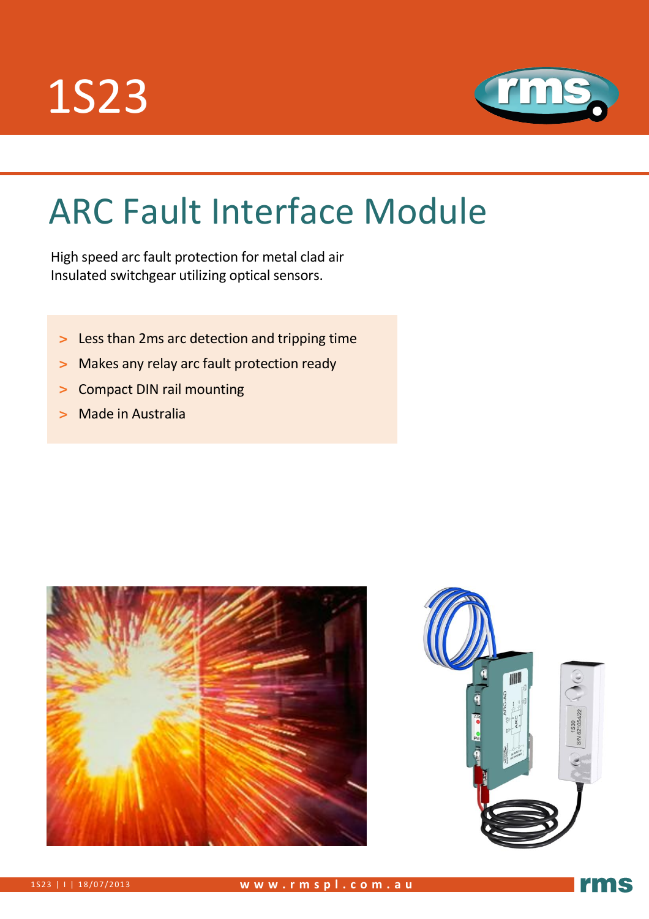# 1S23

## ARC Fault Interface Module

High speed arc fault protection for metal clad air Insulated switchgear utilizing optical sensors.

- Less than 2ms arc detection and tripping time
- Makes any relay arc fault protection ready
- Compact DIN rail mounting
- Made in Australia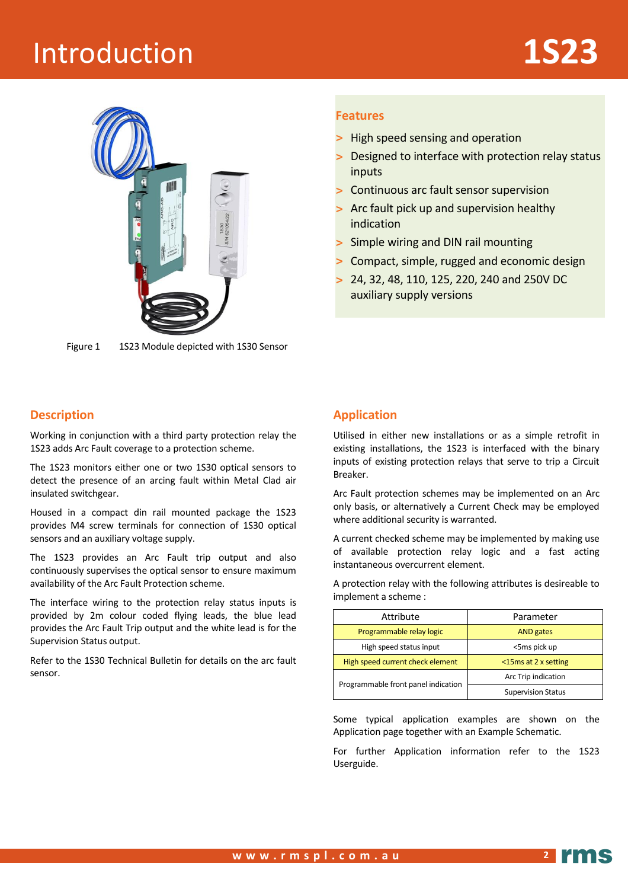# Introduction

# 1S23

Figure 1 1S23 Module depicted with 1S30 Sensor

## Features

- High speed sensing and operation
- Designed to interface with protection relay status inputs
- Continuous arc fault sensor supervision
- Arc fault pick up and supervision healthy indication
- Simple wiring and DIN rail mounting
- Compact, simple, rugged and economic design
- 24, 32, 48, 110, 125, 220, 240 and 250V DC auxiliary supply versions

## Description

Working in conjunction with a third party protection relay the 1S23 adds Arc Fault coverage to a protection scheme.

The 1S23 monitors either one or two 1S30 optical sensors to detect the presence of an arcing fault within Metal Clad air insulated switchgear.

Housed in a compact din rail mounted package the 1S23 provides M4 screw terminals for connection of 1S30 optical sensors and an auxiliary voltage supply.

The 1S23 provides an Arc Fault trip output and also continuously supervises the optical sensor to ensure maximum availability of the Arc Fault Protection scheme.

The interface wiring to the protection relay status inputs is provided by 2m colour coded flying leads, the blue lead provides the Arc Fault Trip output and the white lead is for the Supervision Status output.

Refer to the 1S30 Technical Bulletin for details on the arc fault sensor.

## Application

Utilised in either new installations or as a simple retrofit in existing installations, the 1S23 is interfaced with the binary inputs of existing protection relays that serve to trip a Circuit Breaker.

Arc Fault protection schemes may be implemented on an Arc only basis, or alternatively a Current Check may be employed where additional security is warranted.

A current checked scheme may be implemented by making use of available protection relay logic and a fast acting instantaneous overcurrent element.

A protection relay with the following attributes is desireable to implement a scheme :

| Attribute | Parameter |
|---|---|
| Programmable relay logic | AND gates |
| High speed status input | <5ms pick up |
| High speed current check element | <15ms at 2 x setting |
| Programmable front panel indication | Arc Trip indication |
| | Supervision Status |

Some typical application examples are shown on the Application page together with an Example Schematic.

For further Application information refer to the 1S23 Userguide.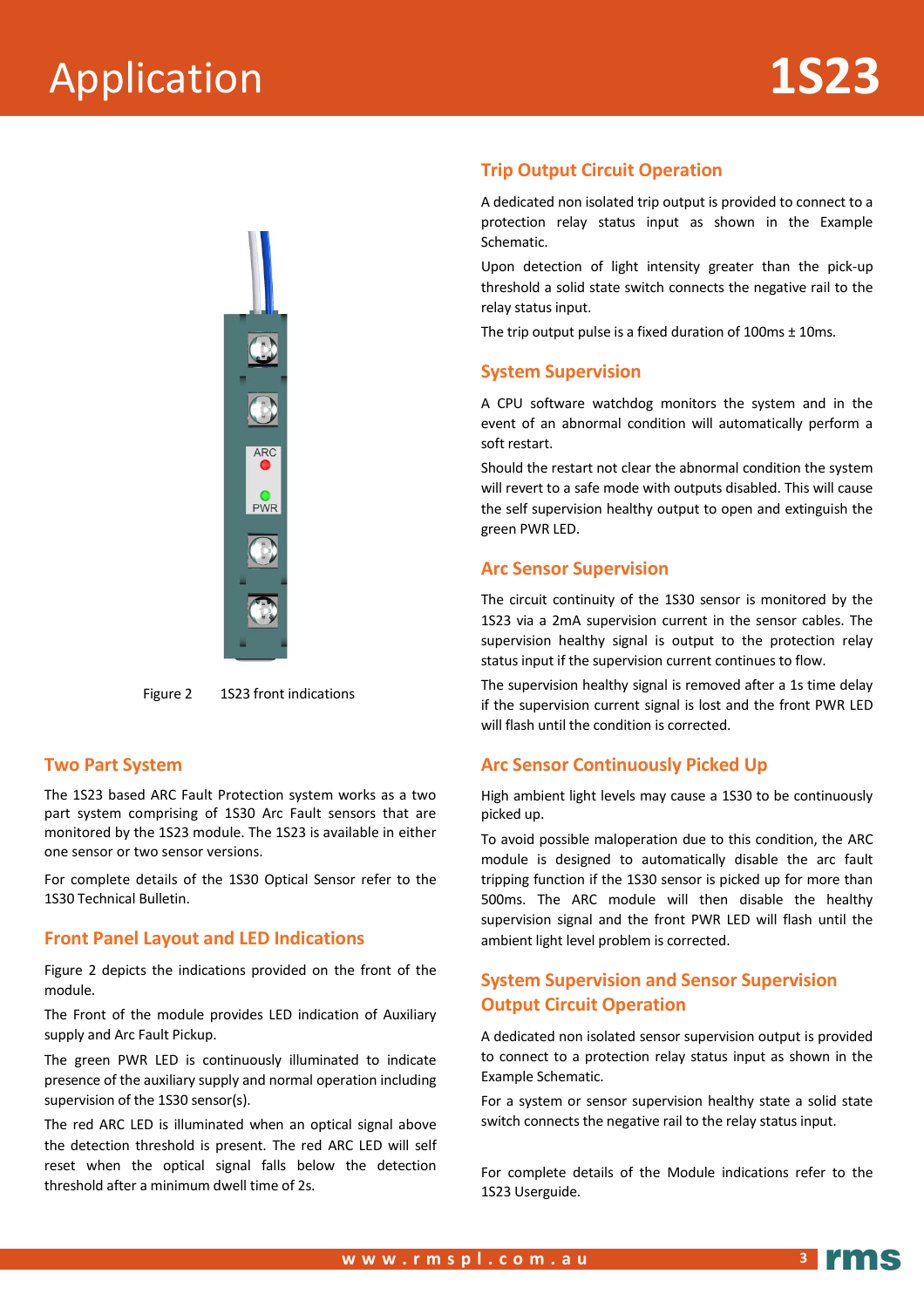# Application

Figure 2    1S23 front indications

## Two Part System

The 1S23 based ARC Fault Protection system works as a two part system comprising of 1S30 Arc Fault sensors that are monitored by the 1S23 module. The 1S23 is available in either one sensor or two sensor versions.

For complete details of the 1S30 Optical Sensor refer to the 1S30 Technical Bulletin.

## Front Panel Layout and LED Indications

Figure 2 depicts the indications provided on the front of the module.

The Front of the module provides LED indication of Auxiliary supply and Arc Fault Pickup.

The green PWR LED is continuously illuminated to indicate presence of the auxiliary supply and normal operation including supervision of the 1S30 sensor(s).

The red ARC LED is illuminated when an optical signal above the detection threshold is present. The red ARC LED will self reset when the optical signal falls below the detection threshold after a minimum dwell time of 2s.

## Trip Output Circuit Operation

A dedicated non isolated trip output is provided to connect to a protection relay status input as shown in the Example Schematic.

Upon detection of light intensity greater than the pick-up threshold a solid state switch connects the negative rail to the relay status input.

The trip output pulse is a fixed duration of 100ms ± 10ms.

## System Supervision

A CPU software watchdog monitors the system and in the event of an abnormal condition will automatically perform a soft restart.

Should the restart not clear the abnormal condition the system will revert to a safe mode with outputs disabled. This will cause the self supervision healthy output to open and extinguish the green PWR LED.

## Arc Sensor Supervision

The circuit continuity of the 1S30 sensor is monitored by the 1S23 via a 2mA supervision current in the sensor cables. The supervision healthy signal is output to the protection relay status input if the supervision current continues to flow.

The supervision healthy signal is removed after a 1s time delay if the supervision current signal is lost and the front PWR LED will flash until the condition is corrected.

## Arc Sensor Continuously Picked Up

High ambient light levels may cause a 1S30 to be continuously picked up.

To avoid possible maloperation due to this condition, the ARC module is designed to automatically disable the arc fault tripping function if the 1S30 sensor is picked up for more than 500ms. The ARC module will then disable the healthy supervision signal and the front PWR LED will flash until the ambient light level problem is corrected.

## System Supervision and Sensor Supervision Output Circuit Operation

A dedicated non isolated sensor supervision output is provided to connect to a protection relay status input as shown in the Example Schematic.

For a system or sensor supervision healthy state a solid state switch connects the negative rail to the relay status input.

For complete details of the Module indications refer to the 1S23 Userguide.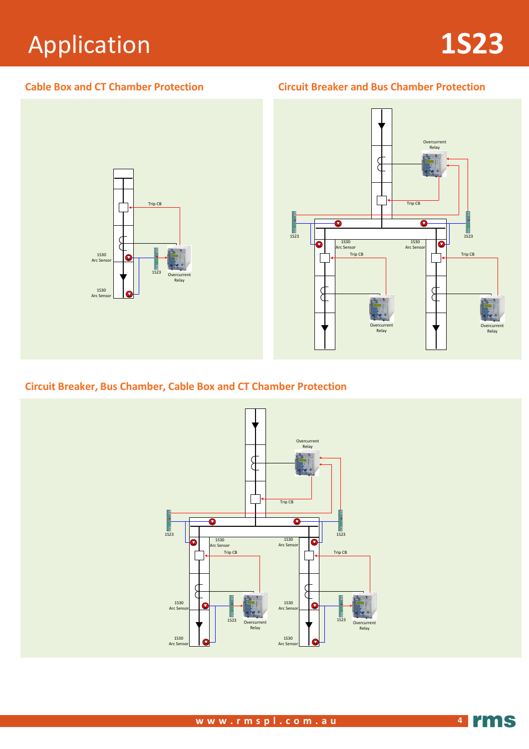# Application

## Cable Box and CT Chamber Protection

Trip CB

1S30
Arc Sensor

1S23

Overcurrent
Relay

1S30
Arc Sensor

## Circuit Breaker and Bus Chamber Protection

Overcurrent
Relay

Trip CB

1S23

1S23

1S30
Arc Sensor

1S30
Arc Sensor

Trip CB

Trip CB

Overcurrent
Relay

Overcurrent
Relay

## Circuit Breaker, Bus Chamber, Cable Box and CT Chamber Protection

Overcurrent
Relay

Trip CB

1S23

1S23

1S30
Arc Sensor

1S30
Arc Sensor

Trip CB

Trip CB

1S30
Arc Sensor

1S23

Overcurrent
Relay

1S30
Arc Sensor

1S23

Overcurrent
Relay

1S30
Arc Sensor

1S30
Arc Sensor

www.rmspl.com.au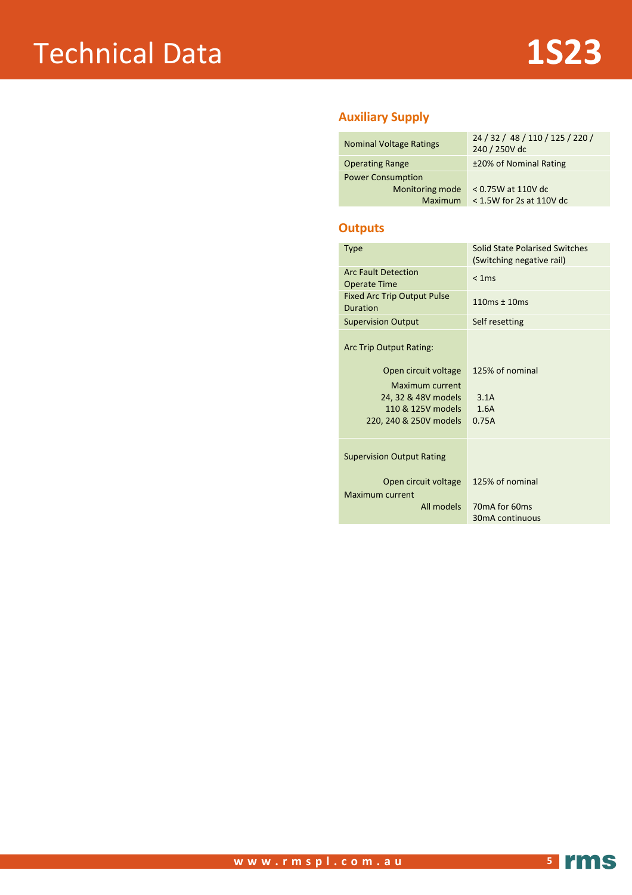# Technical Data

## 1S23

### Auxiliary Supply

| | |
|---|---|
| Nominal Voltage Ratings | 24 / 32 / 48 / 110 / 125 / 220 / 240 / 250V dc |
| Operating Range | ±20% of Nominal Rating |
| Power Consumption<br>Monitoring mode<br>Maximum | <br>< 0.75W at 110V dc<br>< 1.5W for 2s at 110V dc |

### Outputs

| | |
|---|---|
| Type | Solid State Polarised Switches (Switching negative rail) |
| Arc Fault Detection Operate Time | < 1ms |
| Fixed Arc Trip Output Pulse Duration | 110ms ± 10ms |
| Supervision Output | Self resetting |
| Arc Trip Output Rating:<br>Open circuit voltage<br>Maximum current<br>24, 32 & 48V models<br>110 & 125V models<br>220, 240 & 250V models | <br>125% of nominal<br><br>3.1A<br>1.6A<br>0.75A |
| Supervision Output Rating<br>Open circuit voltage<br>Maximum current<br>All models | <br>125% of nominal<br><br>70mA for 60ms<br>30mA continuous |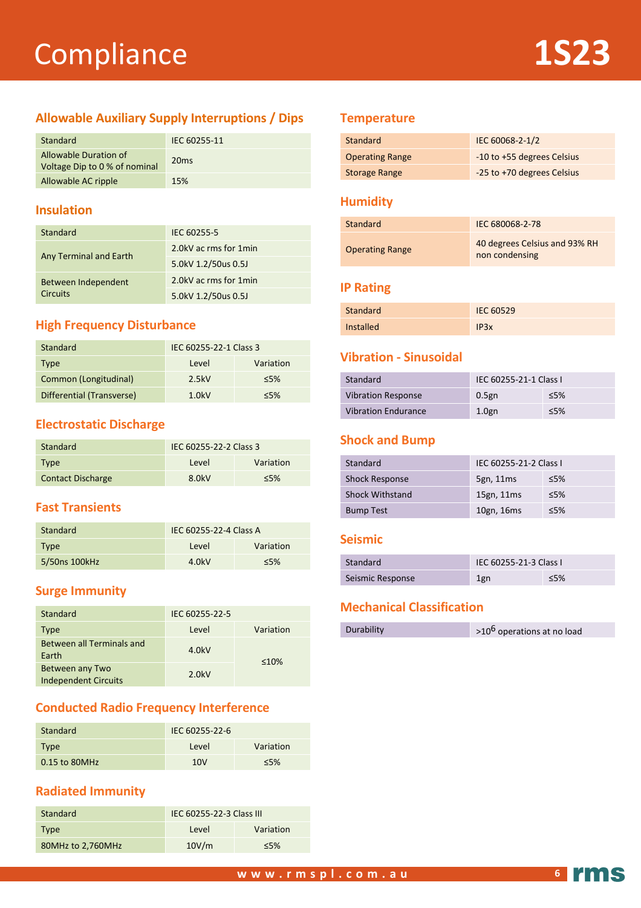# Compliance

**1S23**

## Allowable Auxiliary Supply Interruptions / Dips

| Standard | IEC 60255-11 |
|---|---|
| Allowable Duration of Voltage Dip to 0 % of nominal | 20ms |
| Allowable AC ripple | 15% |

## Insulation

| Standard | IEC 60255-5 |
|---|---|
| Any Terminal and Earth | 2.0kV ac rms for 1min |
| | 5.0kV 1.2/50us 0.5J |
| Between Independent Circuits | 2.0kV ac rms for 1min |
| | 5.0kV 1.2/50us 0.5J |

## High Frequency Disturbance

| Standard | IEC 60255-22-1 Class 3 | |
|---|---|---|
| Type | Level | Variation |
| Common (Longitudinal) | 2.5kV | ≤5% |
| Differential (Transverse) | 1.0kV | ≤5% |

## Electrostatic Discharge

| Standard | IEC 60255-22-2 Class 3 | |
|---|---|---|
| Type | Level | Variation |
| Contact Discharge | 8.0kV | ≤5% |

## Fast Transients

| Standard | IEC 60255-22-4 Class A | |
|---|---|---|
| Type | Level | Variation |
| 5/50ns 100kHz | 4.0kV | ≤5% |

## Surge Immunity

| Standard | IEC 60255-22-5 | |
|---|---|---|
| Type | Level | Variation |
| Between all Terminals and Earth | 4.0kV | ≤10% |
| Between any Two Independent Circuits | 2.0kV | |

## Conducted Radio Frequency Interference

| Standard | IEC 60255-22-6 | |
|---|---|---|
| Type | Level | Variation |
| 0.15 to 80MHz | 10V | ≤5% |

## Radiated Immunity

| Standard | IEC 60255-22-3 Class III | |
|---|---|---|
| Type | Level | Variation |
| 80MHz to 2,760MHz | 10V/m | ≤5% |

## Temperature

| Standard | IEC 60068-2-1/2 |
|---|---|
| Operating Range | -10 to +55 degrees Celsius |
| Storage Range | -25 to +70 degrees Celsius |

## Humidity

| Standard | IEC 680068-2-78 |
|---|---|
| Operating Range | 40 degrees Celsius and 93% RH non condensing |

## IP Rating

| Standard | IEC 60529 |
|---|---|
| Installed | IP3x |

## Vibration - Sinusoidal

| Standard | IEC 60255-21-1 Class I | |
|---|---|---|
| Vibration Response | 0.5gn | ≤5% |
| Vibration Endurance | 1.0gn | ≤5% |

## Shock and Bump

| Standard | IEC 60255-21-2 Class I | |
|---|---|---|
| Shock Response | 5gn, 11ms | ≤5% |
| Shock Withstand | 15gn, 11ms | ≤5% |
| Bump Test | 10gn, 16ms | ≤5% |

## Seismic

| Standard | IEC 60255-21-3 Class I | |
|---|---|---|
| Seismic Response | 1gn | ≤5% |

## Mechanical Classification

| Durability | $>10^6$ operations at no load |
|---|---|

www.rmspl.com.au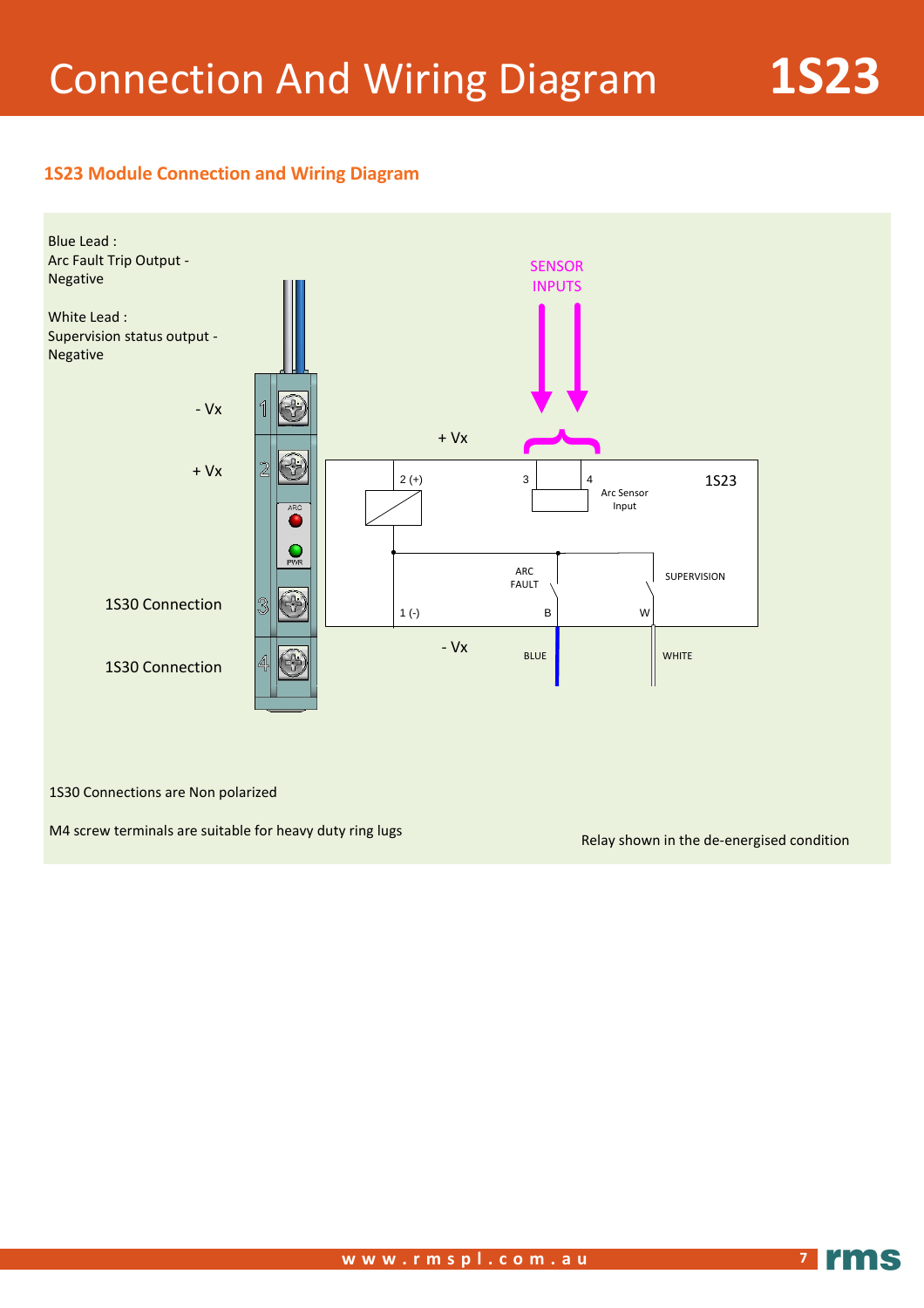# Connection And Wiring Diagram

## 1S23 Module Connection and Wiring Diagram

Blue Lead :
Arc Fault Trip Output - Negative

White Lead :
Supervision status output - Negative

- Vx
+ Vx
1S30 Connection
1S30 Connection

SENSOR INPUTS

+ Vx

2 (+)
3
4
Arc Sensor Input
1S23

ARC FAULT
SUPERVISION
1 (-)
B
W

- Vx
BLUE
WHITE

1S30 Connections are Non polarized

M4 screw terminals are suitable for heavy duty ring lugs

Relay shown in the de-energised condition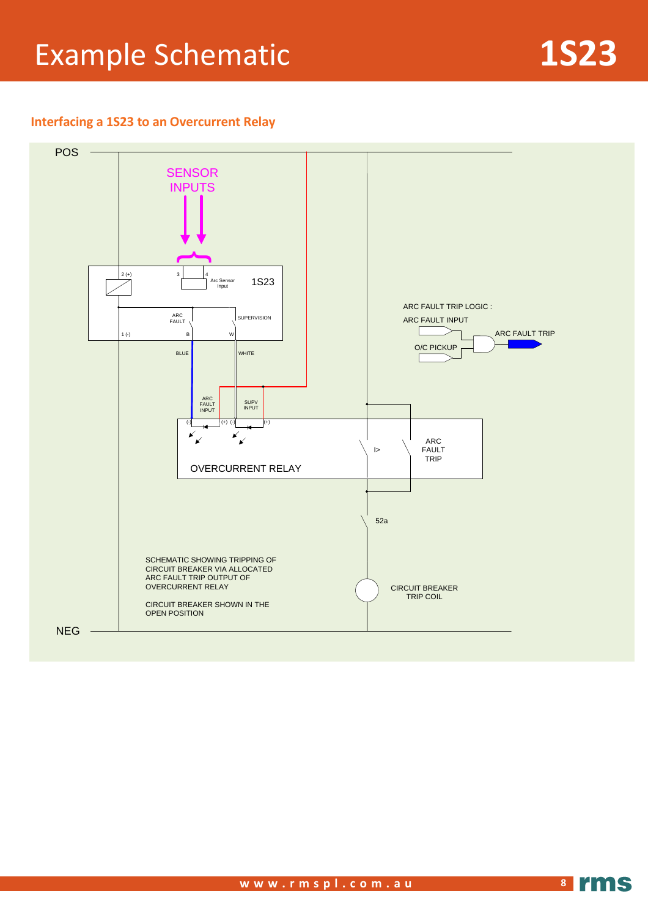# Example Schematic

## Interfacing a 1S23 to an Overcurrent Relay

POS

SENSOR INPUTS

2 (+)

3

4

Arc Sensor Input

1S23

ARC FAULT

SUPERVISION

1 (-)

B

W

BLUE

WHITE

ARC FAULT TRIP LOGIC :

ARC FAULT INPUT

ARC FAULT TRIP

O/C PICKUP

ARC FAULT INPUT

SUPV INPUT

(-) (+) (-) (+)

I>

ARC FAULT TRIP

OVERCURRENT RELAY

52a

SCHEMATIC SHOWING TRIPPING OF CIRCUIT BREAKER VIA ALLOCATED ARC FAULT TRIP OUTPUT OF OVERCURRENT RELAY

CIRCUIT BREAKER SHOWN IN THE OPEN POSITION

CIRCUIT BREAKER TRIP COIL

NEG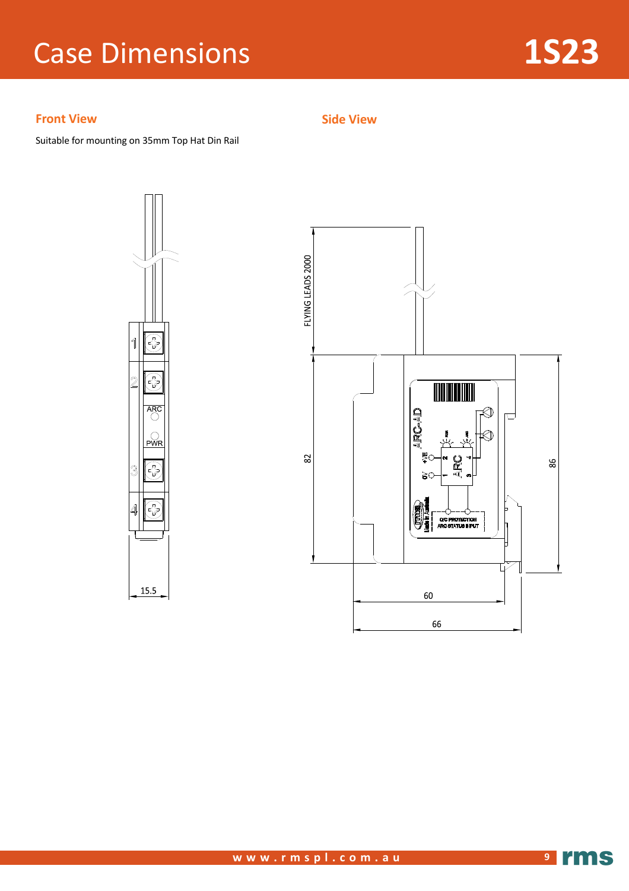# Case Dimensions

**1S23**

## Front View

Suitable for mounting on 35mm Top Hat Din Rail

## Side View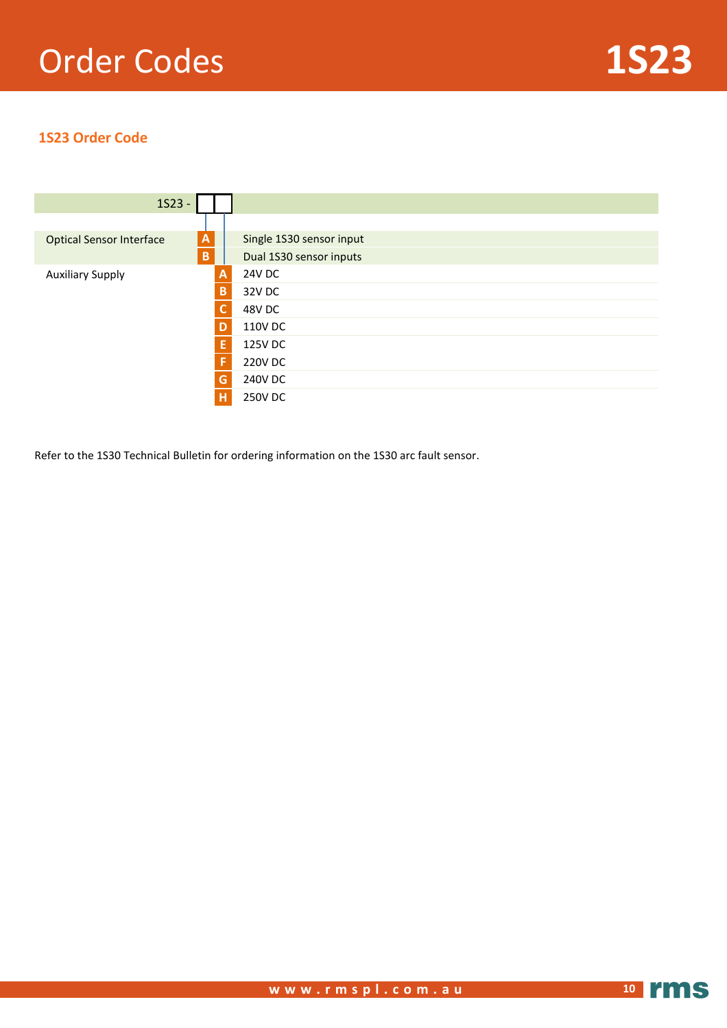# Order Codes

## 1S23 Order Code

1S23 - ☐☐

| Field | Code | Description |
|---|---|---|
| Optical Sensor Interface | A | Single 1S30 sensor input |
| | B | Dual 1S30 sensor inputs |
| Auxiliary Supply | A | 24V DC |
| | B | 32V DC |
| | C | 48V DC |
| | D | 110V DC |
| | E | 125V DC |
| | F | 220V DC |
| | G | 240V DC |
| | H | 250V DC |

Refer to the 1S30 Technical Bulletin for ordering information on the 1S30 arc fault sensor.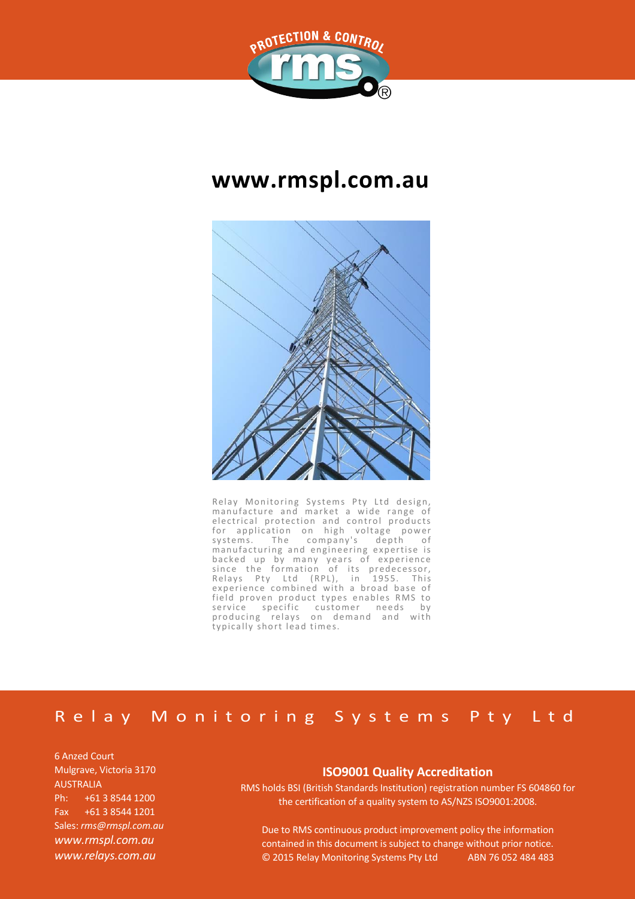PROTECTION & CONTROL

rms®

## www.rmspl.com.au

Relay Monitoring Systems Pty Ltd design, manufacture and market a wide range of electrical protection and control products for application on high voltage power systems. The company's depth of manufacturing and engineering expertise is backed up by many years of experience since the formation of its predecessor, Relays Pty Ltd (RPL), in 1955. This experience combined with a broad base of field proven product types enables RMS to service specific customer needs by producing relays on demand and with typically short lead times.

## Relay Monitoring Systems Pty Ltd

6 Anzed Court
Mulgrave, Victoria 3170
AUSTRALIA
Ph: +61 3 8544 1200
Fax +61 3 8544 1201
Sales: *rms@rmspl.com.au*
*www.rmspl.com.au*
*www.relays.com.au*

### ISO9001 Quality Accreditation

RMS holds BSI (British Standards Institution) registration number FS 604860 for the certification of a quality system to AS/NZS ISO9001:2008.

Due to RMS continuous product improvement policy the information contained in this document is subject to change without prior notice.
© 2015 Relay Monitoring Systems Pty Ltd ABN 76 052 484 483